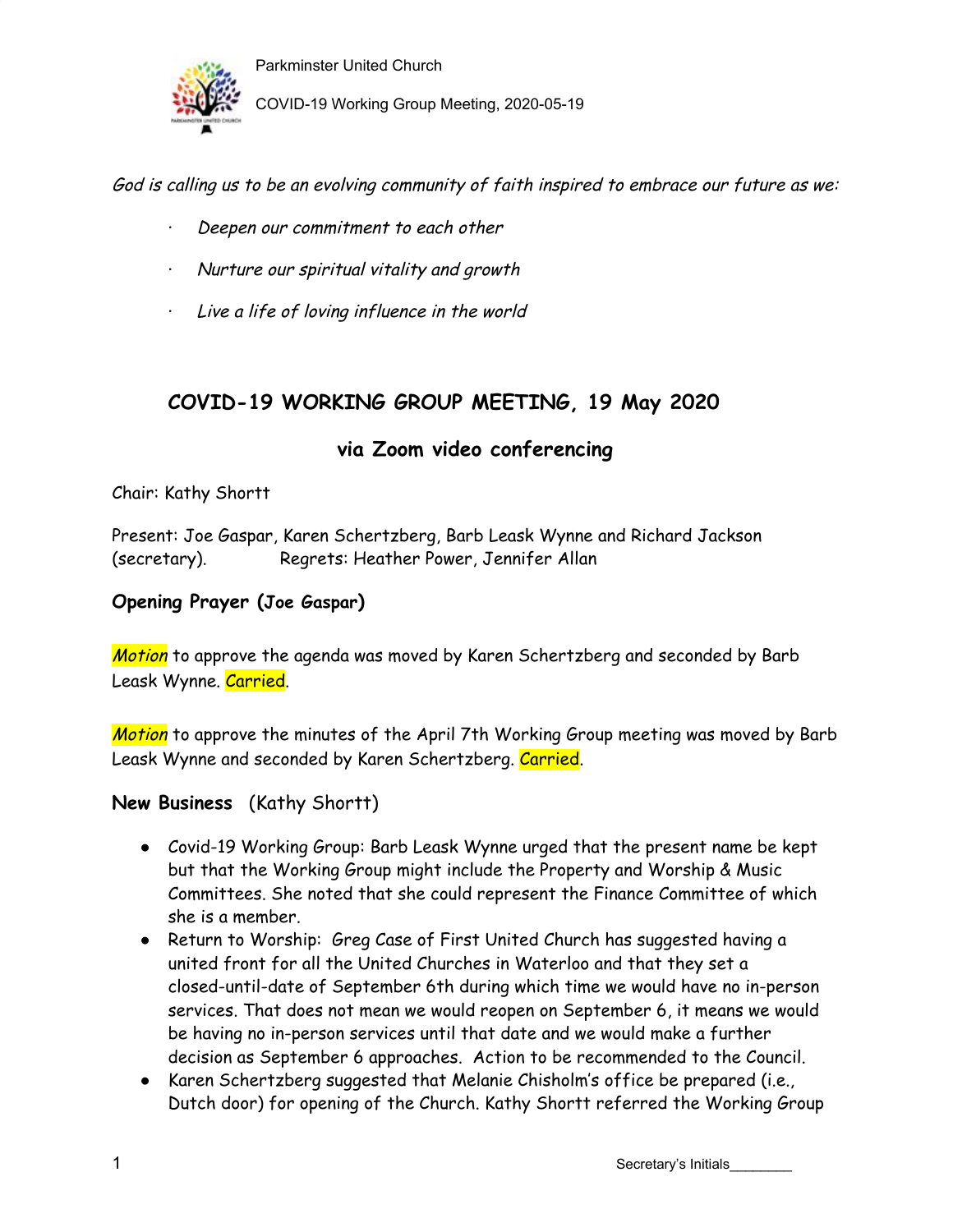*God is calling us to be an evolving community of faith inspired to embrace our future as we:*

- *Deepen our commitment to each other*
- *Nurture our spiritual vitality and growth*
- *Live a life of loving influence in the world*

## COVID-19 WORKING GROUP MEETING, 19 May 2020

### via Zoom video conferencing

Chair: Kathy Shortt

Present: Joe Gaspar, Karen Schertzberg, Barb Leask Wynne and Richard Jackson (secretary). Regrets: Heather Power, Jennifer Allan

**Opening Prayer (Joe Gaspar)**

***Motion*** to approve the agenda was moved by Karen Schertzberg and seconded by Barb Leask Wynne. Carried.

***Motion*** to approve the minutes of the April 7th Working Group meeting was moved by Barb Leask Wynne and seconded by Karen Schertzberg. Carried.

**New Business** (Kathy Shortt)

- Covid-19 Working Group: Barb Leask Wynne urged that the present name be kept but that the Working Group might include the Property and Worship & Music Committees. She noted that she could represent the Finance Committee of which she is a member.
- Return to Worship: Greg Case of First United Church has suggested having a united front for all the United Churches in Waterloo and that they set a closed-until-date of September 6th during which time we would have no in-person services. That does not mean we would reopen on September 6, it means we would be having no in-person services until that date and we would make a further decision as September 6 approaches. Action to be recommended to the Council.
- Karen Schertzberg suggested that Melanie Chisholm's office be prepared (i.e., Dutch door) for opening of the Church. Kathy Shortt referred the Working Group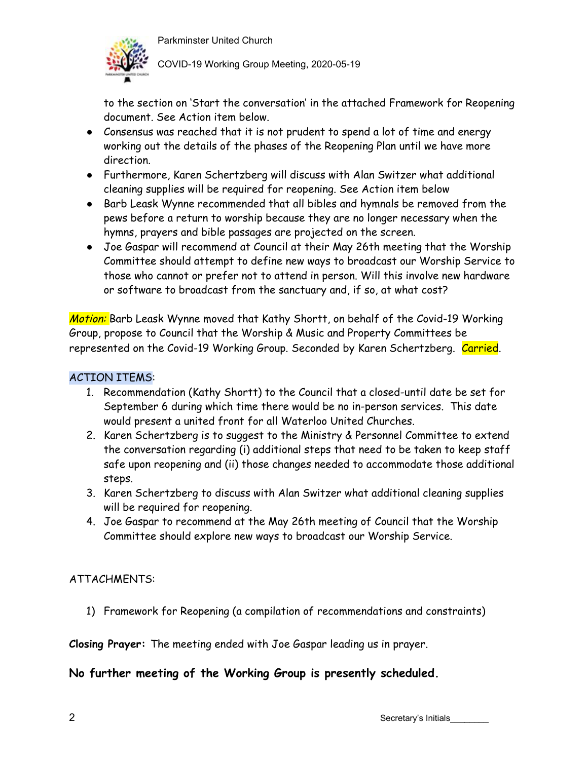to the section on 'Start the conversation' in the attached Framework for Reopening document. See Action item below.

- Consensus was reached that it is not prudent to spend a lot of time and energy working out the details of the phases of the Reopening Plan until we have more direction.
- Furthermore, Karen Schertzberg will discuss with Alan Switzer what additional cleaning supplies will be required for reopening. See Action item below
- Barb Leask Wynne recommended that all bibles and hymnals be removed from the pews before a return to worship because they are no longer necessary when the hymns, prayers and bible passages are projected on the screen.
- Joe Gaspar will recommend at Council at their May 26th meeting that the Worship Committee should attempt to define new ways to broadcast our Worship Service to those who cannot or prefer not to attend in person. Will this involve new hardware or software to broadcast from the sanctuary and, if so, at what cost?

*Motion:* Barb Leask Wynne moved that Kathy Shortt, on behalf of the Covid-19 Working Group, propose to Council that the Worship & Music and Property Committees be represented on the Covid-19 Working Group. Seconded by Karen Schertzberg. Carried.

ACTION ITEMS:

1. Recommendation (Kathy Shortt) to the Council that a closed-until date be set for September 6 during which time there would be no in-person services. This date would present a united front for all Waterloo United Churches.
2. Karen Schertzberg is to suggest to the Ministry & Personnel Committee to extend the conversation regarding (i) additional steps that need to be taken to keep staff safe upon reopening and (ii) those changes needed to accommodate those additional steps.
3. Karen Schertzberg to discuss with Alan Switzer what additional cleaning supplies will be required for reopening.
4. Joe Gaspar to recommend at the May 26th meeting of Council that the Worship Committee should explore new ways to broadcast our Worship Service.

ATTACHMENTS:

1) Framework for Reopening (a compilation of recommendations and constraints)

**Closing Prayer:** The meeting ended with Joe Gaspar leading us in prayer.

**No further meeting of the Working Group is presently scheduled.**

Secretary's Initials________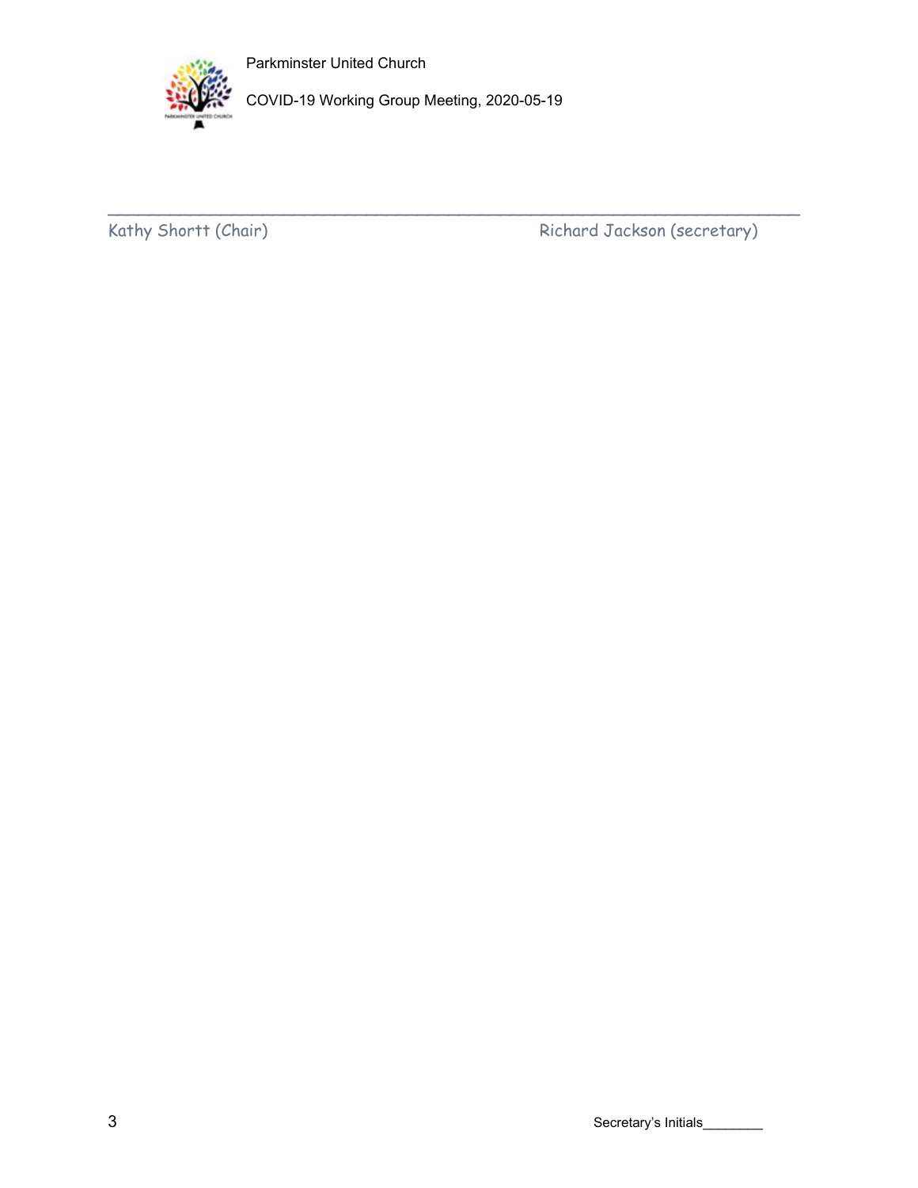_______________________________________________________________

Kathy Shortt (Chair)                                                    Richard Jackson (secretary)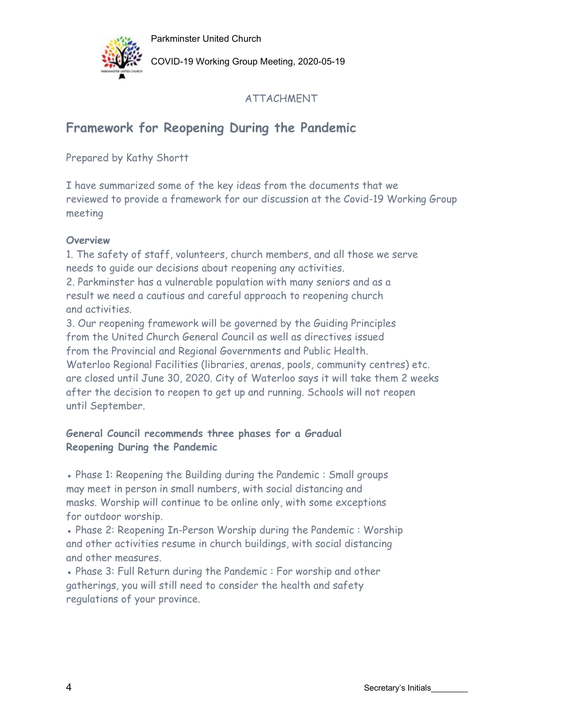ATTACHMENT

## Framework for Reopening During the Pandemic

Prepared by Kathy Shortt

I have summarized some of the key ideas from the documents that we reviewed to provide a framework for our discussion at the Covid-19 Working Group meeting

**Overview**

1. The safety of staff, volunteers, church members, and all those we serve needs to guide our decisions about reopening any activities.
2. Parkminster has a vulnerable population with many seniors and as a result we need a cautious and careful approach to reopening church and activities.
3. Our reopening framework will be governed by the Guiding Principles from the United Church General Council as well as directives issued from the Provincial and Regional Governments and Public Health. Waterloo Regional Facilities (libraries, arenas, pools, community centres) etc. are closed until June 30, 2020. City of Waterloo says it will take them 2 weeks after the decision to reopen to get up and running. Schools will not reopen until September.

**General Council recommends three phases for a Gradual Reopening During the Pandemic**

- Phase 1: Reopening the Building during the Pandemic : Small groups may meet in person in small numbers, with social distancing and masks. Worship will continue to be online only, with some exceptions for outdoor worship.
- Phase 2: Reopening In-Person Worship during the Pandemic : Worship and other activities resume in church buildings, with social distancing and other measures.
- Phase 3: Full Return during the Pandemic : For worship and other gatherings, you will still need to consider the health and safety regulations of your province.

Secretary's Initials________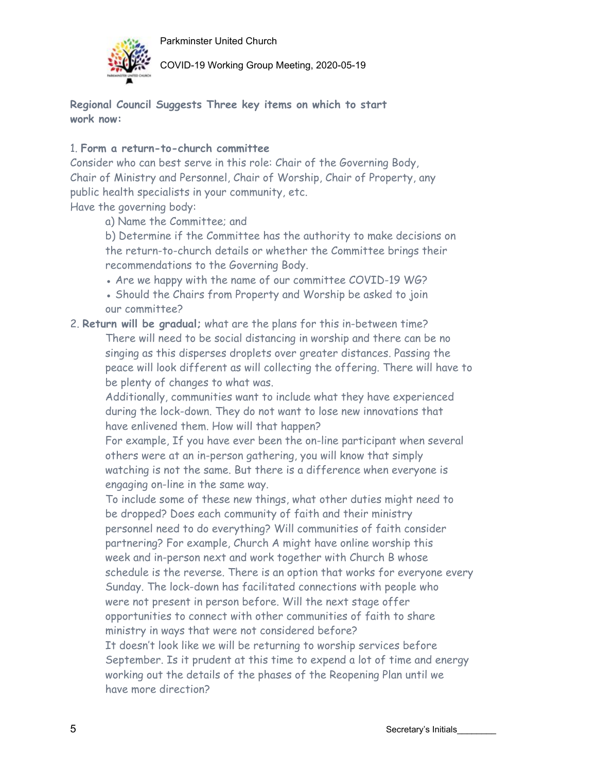**Regional Council Suggests Three key items on which to start work now:**

1. **Form a return-to-church committee**

Consider who can best serve in this role: Chair of the Governing Body, Chair of Ministry and Personnel, Chair of Worship, Chair of Property, any public health specialists in your community, etc.

Have the governing body:

a) Name the Committee; and

b) Determine if the Committee has the authority to make decisions on the return-to-church details or whether the Committee brings their recommendations to the Governing Body.

- Are we happy with the name of our committee COVID-19 WG?
- Should the Chairs from Property and Worship be asked to join our committee?

2. **Return will be gradual;** what are the plans for this in-between time?

There will need to be social distancing in worship and there can be no singing as this disperses droplets over greater distances. Passing the peace will look different as will collecting the offering. There will have to be plenty of changes to what was.

Additionally, communities want to include what they have experienced during the lock-down. They do not want to lose new innovations that have enlivened them. How will that happen?

For example, If you have ever been the on-line participant when several others were at an in-person gathering, you will know that simply watching is not the same. But there is a difference when everyone is engaging on-line in the same way.

To include some of these new things, what other duties might need to be dropped? Does each community of faith and their ministry personnel need to do everything? Will communities of faith consider partnering? For example, Church A might have online worship this week and in-person next and work together with Church B whose schedule is the reverse. There is an option that works for everyone every Sunday. The lock-down has facilitated connections with people who were not present in person before. Will the next stage offer opportunities to connect with other communities of faith to share ministry in ways that were not considered before?

It doesn't look like we will be returning to worship services before September. Is it prudent at this time to expend a lot of time and energy working out the details of the phases of the Reopening Plan until we have more direction?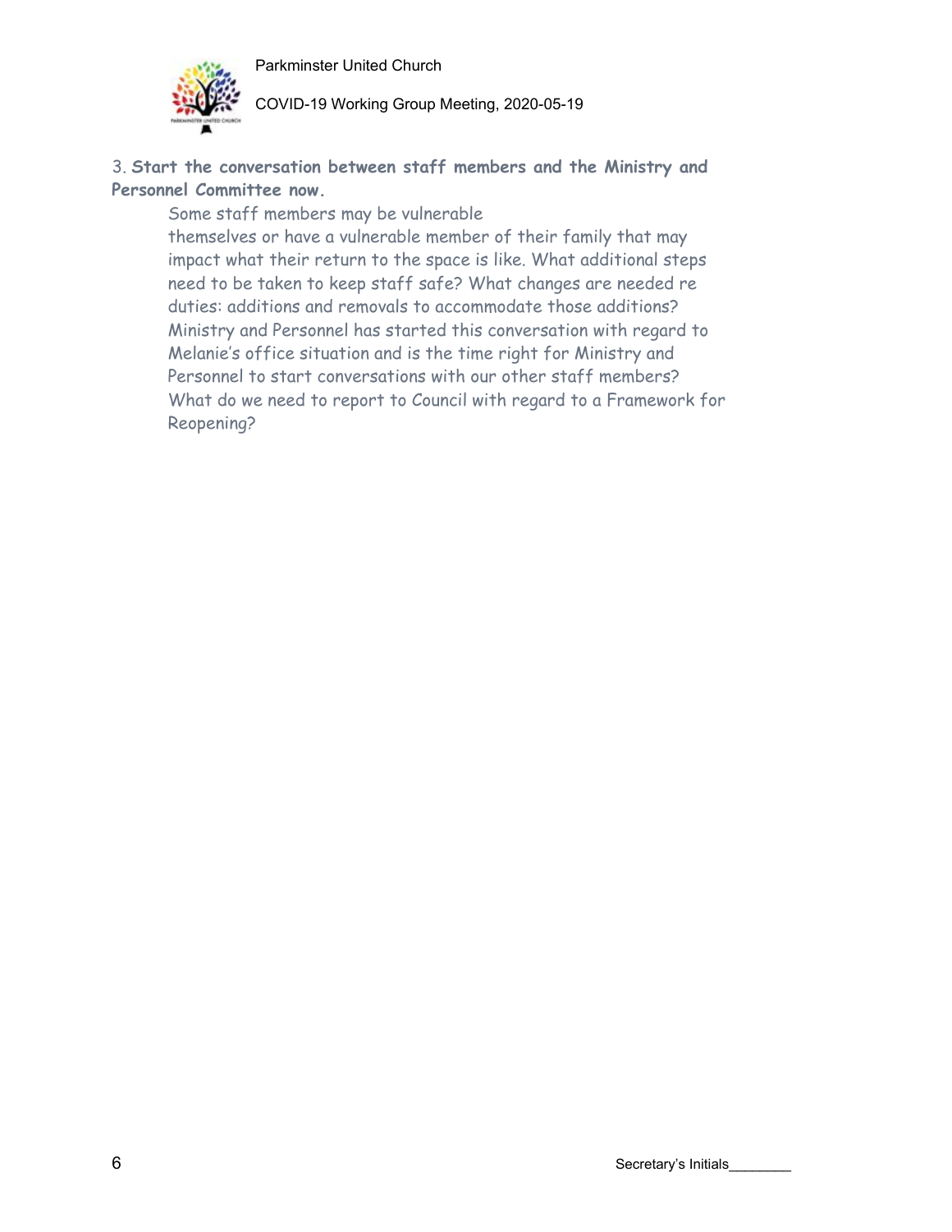3. **Start the conversation between staff members and the Ministry and Personnel Committee now.**

Some staff members may be vulnerable themselves or have a vulnerable member of their family that may impact what their return to the space is like. What additional steps need to be taken to keep staff safe? What changes are needed re duties: additions and removals to accommodate those additions? Ministry and Personnel has started this conversation with regard to Melanie's office situation and is the time right for Ministry and Personnel to start conversations with our other staff members? What do we need to report to Council with regard to a Framework for Reopening?

Secretary's Initials________